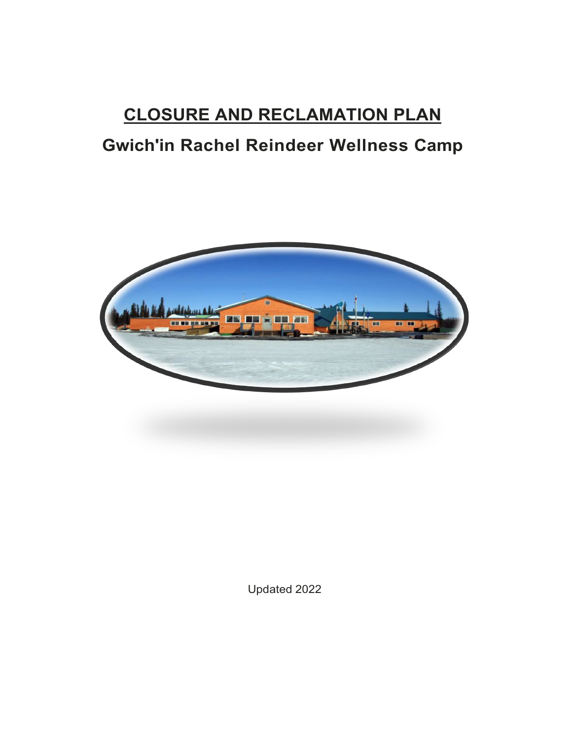# CLOSURE AND RECLAMATION PLAN

## Gwich'in Rachel Reindeer Wellness Camp

Updated 2022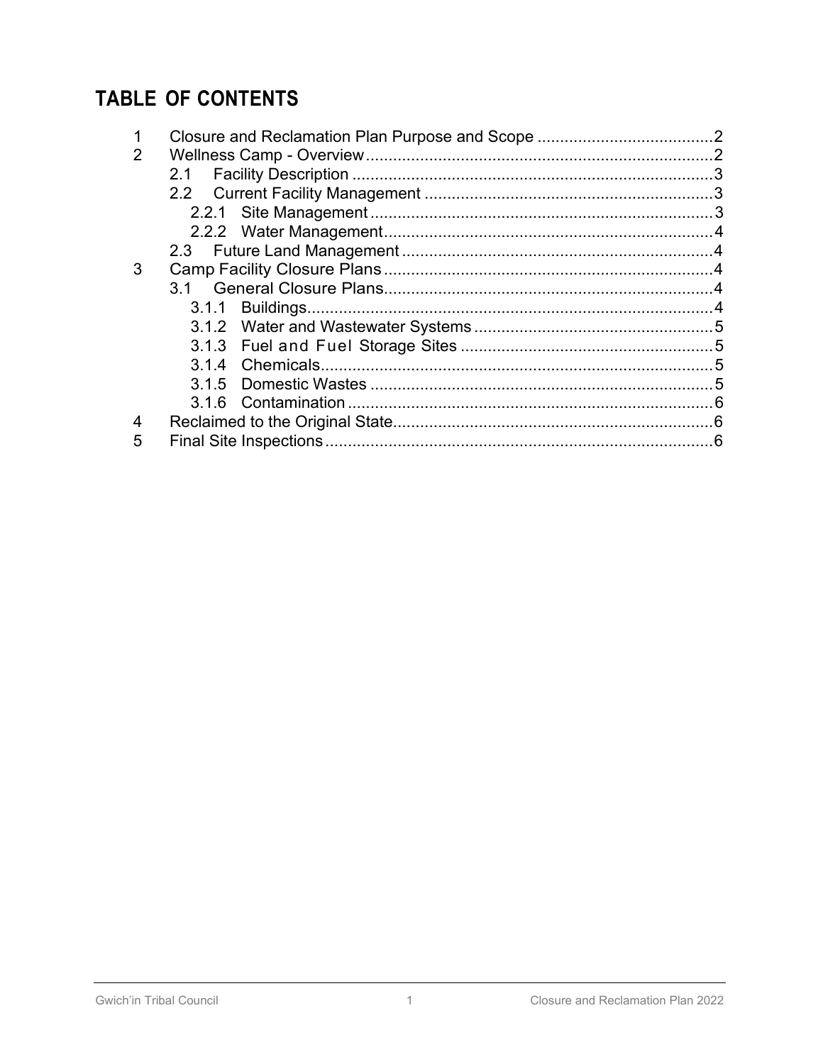# TABLE OF CONTENTS

1 Closure and Reclamation Plan Purpose and Scope ....................................... 2
2 Wellness Camp - Overview ............................................................................. 2
  2.1 Facility Description ................................................................................. 3
  2.2 Current Facility Management ................................................................. 3
    2.2.1 Site Management ............................................................................. 3
    2.2.2 Water Management .......................................................................... 4
  2.3 Future Land Management ...................................................................... 4
3 Camp Facility Closure Plans .......................................................................... 4
  3.1 General Closure Plans ........................................................................... 4
    3.1.1 Buildings ........................................................................................... 4
    3.1.2 Water and Wastewater Systems ...................................................... 5
    3.1.3 Fuel and Fuel Storage Sites ............................................................ 5
    3.1.4 Chemicals ......................................................................................... 5
    3.1.5 Domestic Wastes ............................................................................. 5
    3.1.6 Contamination .................................................................................. 6
4 Reclaimed to the Original State ....................................................................... 6
5 Final Site Inspections ....................................................................................... 6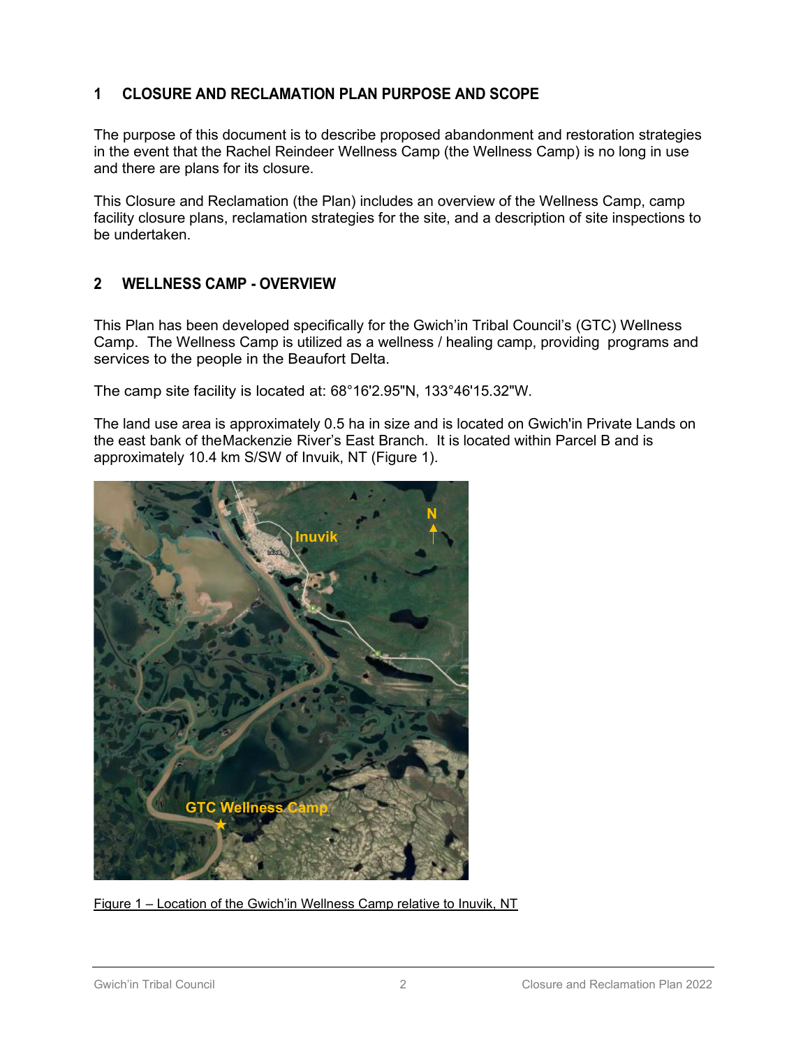## 1 CLOSURE AND RECLAMATION PLAN PURPOSE AND SCOPE

The purpose of this document is to describe proposed abandonment and restoration strategies in the event that the Rachel Reindeer Wellness Camp (the Wellness Camp) is no long in use and there are plans for its closure.

This Closure and Reclamation (the Plan) includes an overview of the Wellness Camp, camp facility closure plans, reclamation strategies for the site, and a description of site inspections to be undertaken.

## 2 WELLNESS CAMP - OVERVIEW

This Plan has been developed specifically for the Gwich'in Tribal Council's (GTC) Wellness Camp. The Wellness Camp is utilized as a wellness / healing camp, providing programs and services to the people in the Beaufort Delta.

The camp site facility is located at: 68°16'2.95"N, 133°46'15.32"W.

The land use area is approximately 0.5 ha in size and is located on Gwich'in Private Lands on the east bank of theMackenzie River's East Branch. It is located within Parcel B and is approximately 10.4 km S/SW of Invuik, NT (Figure 1).

Figure 1 – Location of the Gwich'in Wellness Camp relative to Inuvik, NT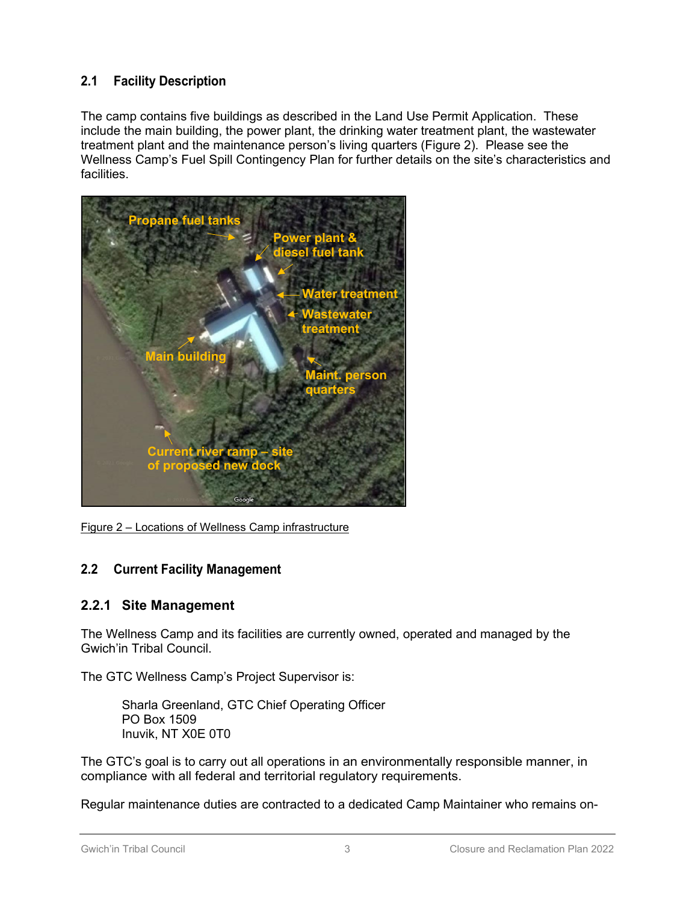## 2.1 Facility Description

The camp contains five buildings as described in the Land Use Permit Application. These include the main building, the power plant, the drinking water treatment plant, the wastewater treatment plant and the maintenance person's living quarters (Figure 2). Please see the Wellness Camp's Fuel Spill Contingency Plan for further details on the site's characteristics and facilities.

Figure 2 – Locations of Wellness Camp infrastructure

## 2.2 Current Facility Management

### 2.2.1 Site Management

The Wellness Camp and its facilities are currently owned, operated and managed by the Gwich'in Tribal Council.

The GTC Wellness Camp's Project Supervisor is:

Sharla Greenland, GTC Chief Operating Officer
PO Box 1509
Inuvik, NT X0E 0T0

The GTC's goal is to carry out all operations in an environmentally responsible manner, in compliance with all federal and territorial regulatory requirements.

Regular maintenance duties are contracted to a dedicated Camp Maintainer who remains on-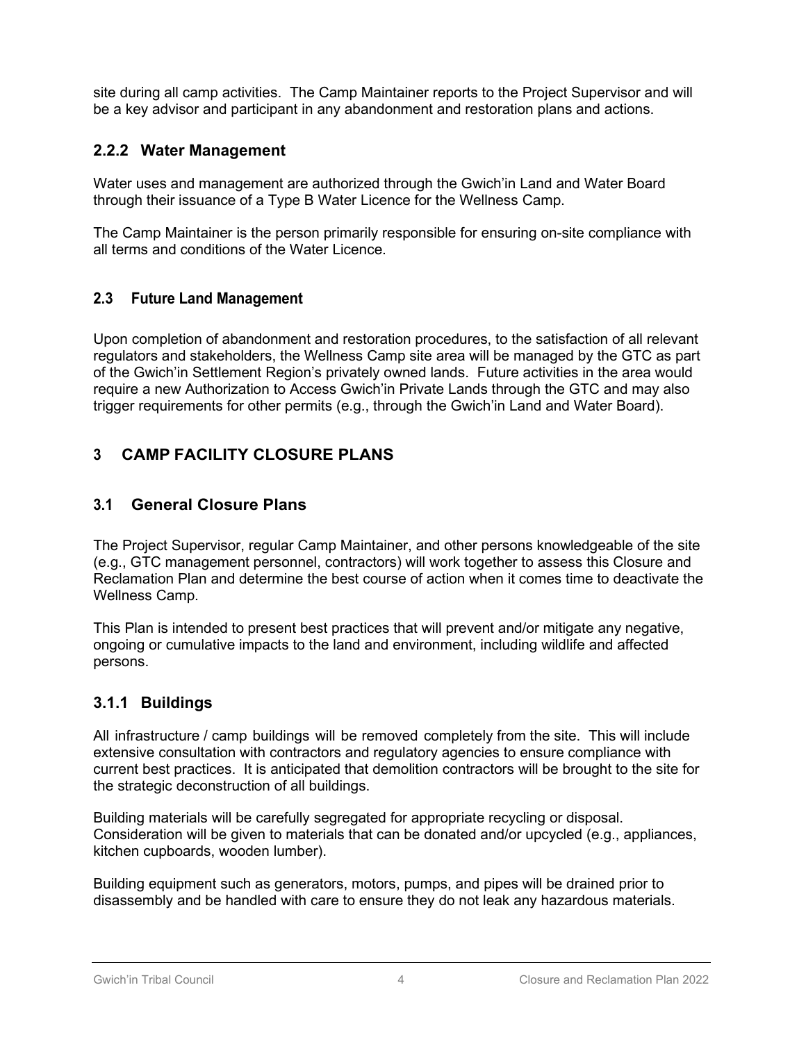site during all camp activities. The Camp Maintainer reports to the Project Supervisor and will be a key advisor and participant in any abandonment and restoration plans and actions.

### 2.2.2 Water Management

Water uses and management are authorized through the Gwich'in Land and Water Board through their issuance of a Type B Water Licence for the Wellness Camp.

The Camp Maintainer is the person primarily responsible for ensuring on-site compliance with all terms and conditions of the Water Licence.

## 2.3 Future Land Management

Upon completion of abandonment and restoration procedures, to the satisfaction of all relevant regulators and stakeholders, the Wellness Camp site area will be managed by the GTC as part of the Gwich'in Settlement Region's privately owned lands. Future activities in the area would require a new Authorization to Access Gwich'in Private Lands through the GTC and may also trigger requirements for other permits (e.g., through the Gwich'in Land and Water Board).

# 3 CAMP FACILITY CLOSURE PLANS

## 3.1 General Closure Plans

The Project Supervisor, regular Camp Maintainer, and other persons knowledgeable of the site (e.g., GTC management personnel, contractors) will work together to assess this Closure and Reclamation Plan and determine the best course of action when it comes time to deactivate the Wellness Camp.

This Plan is intended to present best practices that will prevent and/or mitigate any negative, ongoing or cumulative impacts to the land and environment, including wildlife and affected persons.

### 3.1.1 Buildings

All infrastructure / camp buildings will be removed completely from the site. This will include extensive consultation with contractors and regulatory agencies to ensure compliance with current best practices. It is anticipated that demolition contractors will be brought to the site for the strategic deconstruction of all buildings.

Building materials will be carefully segregated for appropriate recycling or disposal. Consideration will be given to materials that can be donated and/or upcycled (e.g., appliances, kitchen cupboards, wooden lumber).

Building equipment such as generators, motors, pumps, and pipes will be drained prior to disassembly and be handled with care to ensure they do not leak any hazardous materials.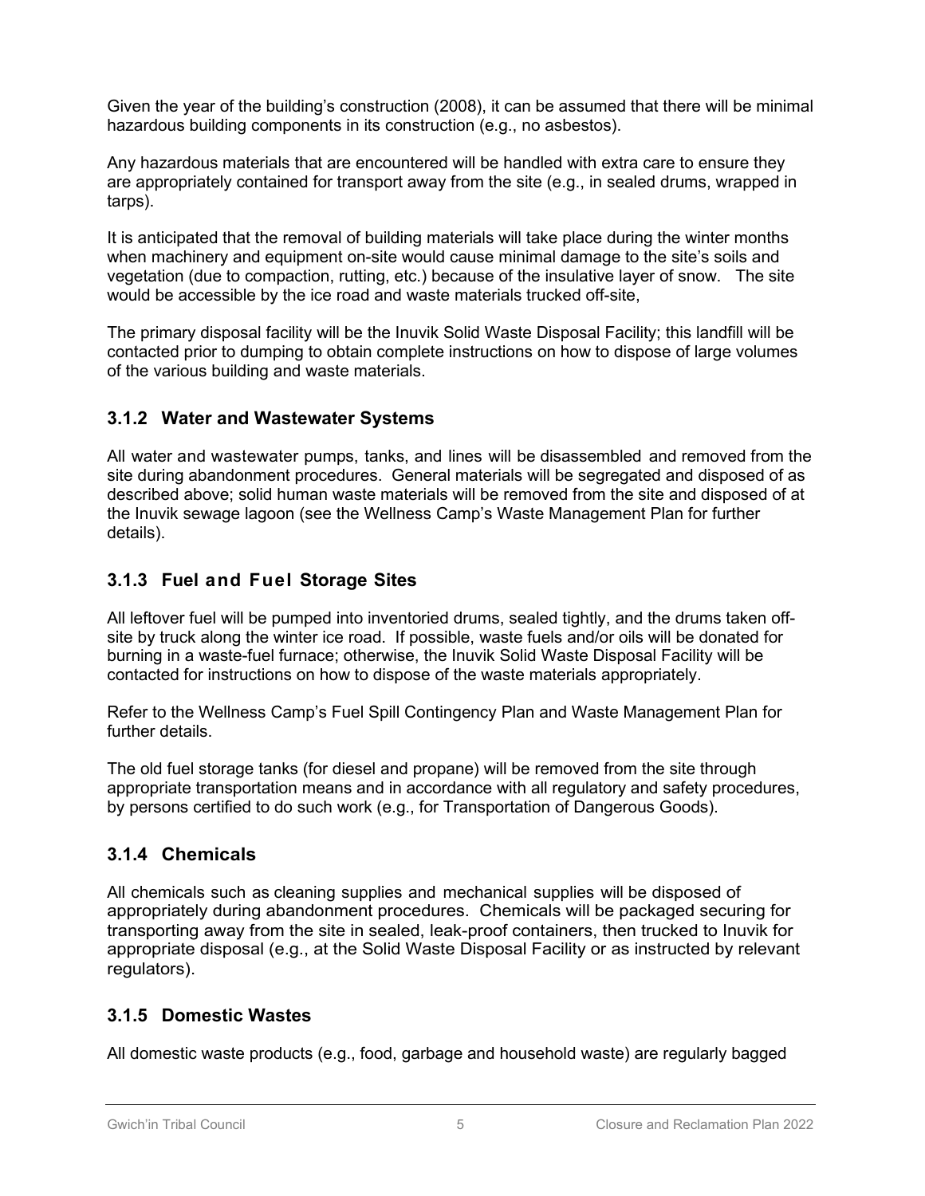Given the year of the building's construction (2008), it can be assumed that there will be minimal hazardous building components in its construction (e.g., no asbestos).

Any hazardous materials that are encountered will be handled with extra care to ensure they are appropriately contained for transport away from the site (e.g., in sealed drums, wrapped in tarps).

It is anticipated that the removal of building materials will take place during the winter months when machinery and equipment on-site would cause minimal damage to the site's soils and vegetation (due to compaction, rutting, etc.) because of the insulative layer of snow. The site would be accessible by the ice road and waste materials trucked off-site,

The primary disposal facility will be the Inuvik Solid Waste Disposal Facility; this landfill will be contacted prior to dumping to obtain complete instructions on how to dispose of large volumes of the various building and waste materials.

### 3.1.2 Water and Wastewater Systems

All water and wastewater pumps, tanks, and lines will be disassembled and removed from the site during abandonment procedures. General materials will be segregated and disposed of as described above; solid human waste materials will be removed from the site and disposed of at the Inuvik sewage lagoon (see the Wellness Camp's Waste Management Plan for further details).

### 3.1.3 Fuel and Fuel Storage Sites

All leftover fuel will be pumped into inventoried drums, sealed tightly, and the drums taken off-site by truck along the winter ice road. If possible, waste fuels and/or oils will be donated for burning in a waste-fuel furnace; otherwise, the Inuvik Solid Waste Disposal Facility will be contacted for instructions on how to dispose of the waste materials appropriately.

Refer to the Wellness Camp's Fuel Spill Contingency Plan and Waste Management Plan for further details.

The old fuel storage tanks (for diesel and propane) will be removed from the site through appropriate transportation means and in accordance with all regulatory and safety procedures, by persons certified to do such work (e.g., for Transportation of Dangerous Goods).

### 3.1.4 Chemicals

All chemicals such as cleaning supplies and mechanical supplies will be disposed of appropriately during abandonment procedures. Chemicals will be packaged securing for transporting away from the site in sealed, leak-proof containers, then trucked to Inuvik for appropriate disposal (e.g., at the Solid Waste Disposal Facility or as instructed by relevant regulators).

### 3.1.5 Domestic Wastes

All domestic waste products (e.g., food, garbage and household waste) are regularly bagged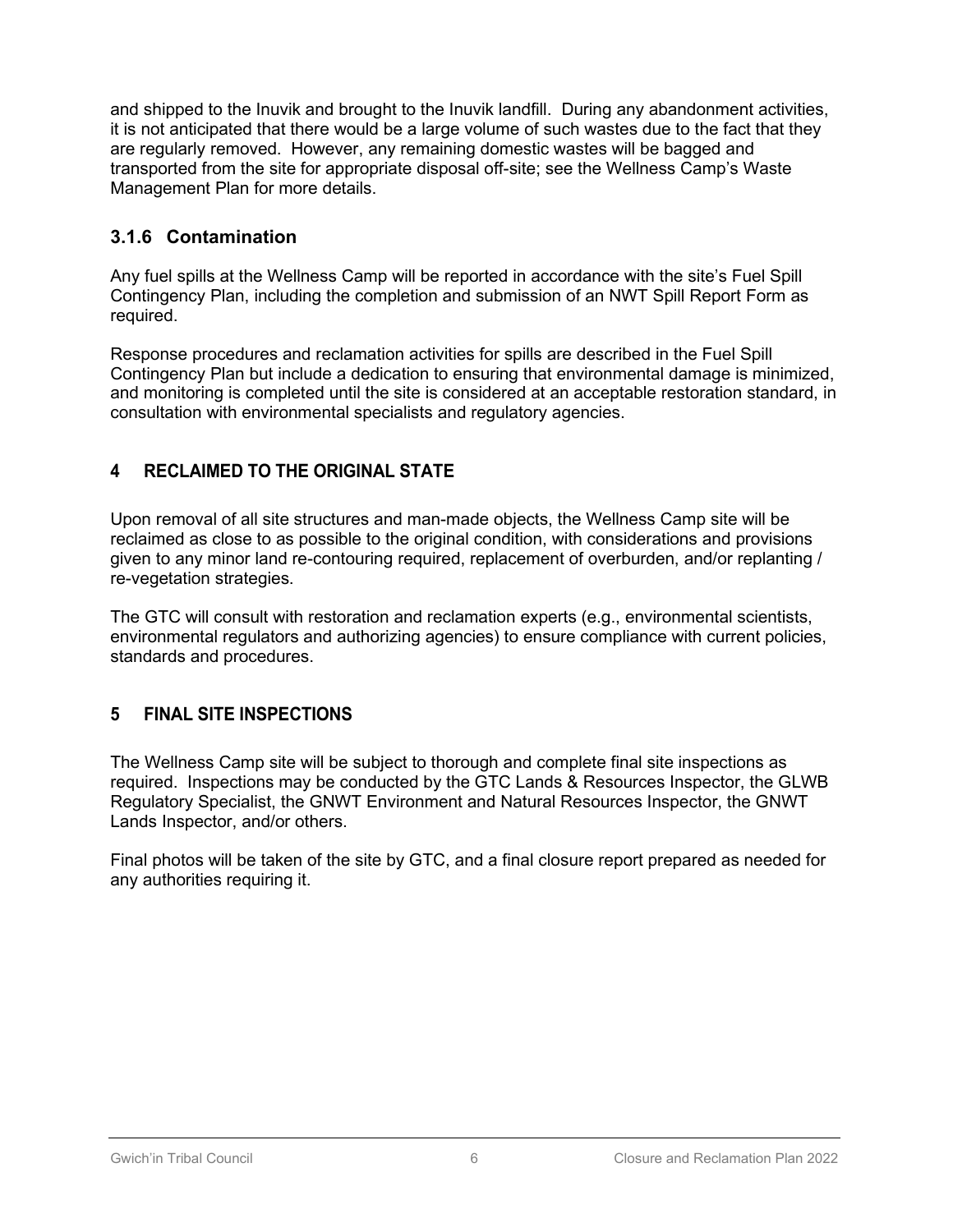and shipped to the Inuvik and brought to the Inuvik landfill. During any abandonment activities, it is not anticipated that there would be a large volume of such wastes due to the fact that they are regularly removed. However, any remaining domestic wastes will be bagged and transported from the site for appropriate disposal off-site; see the Wellness Camp's Waste Management Plan for more details.

### 3.1.6 Contamination

Any fuel spills at the Wellness Camp will be reported in accordance with the site's Fuel Spill Contingency Plan, including the completion and submission of an NWT Spill Report Form as required.

Response procedures and reclamation activities for spills are described in the Fuel Spill Contingency Plan but include a dedication to ensuring that environmental damage is minimized, and monitoring is completed until the site is considered at an acceptable restoration standard, in consultation with environmental specialists and regulatory agencies.

## 4 RECLAIMED TO THE ORIGINAL STATE

Upon removal of all site structures and man-made objects, the Wellness Camp site will be reclaimed as close to as possible to the original condition, with considerations and provisions given to any minor land re-contouring required, replacement of overburden, and/or replanting / re-vegetation strategies.

The GTC will consult with restoration and reclamation experts (e.g., environmental scientists, environmental regulators and authorizing agencies) to ensure compliance with current policies, standards and procedures.

## 5 FINAL SITE INSPECTIONS

The Wellness Camp site will be subject to thorough and complete final site inspections as required. Inspections may be conducted by the GTC Lands & Resources Inspector, the GLWB Regulatory Specialist, the GNWT Environment and Natural Resources Inspector, the GNWT Lands Inspector, and/or others.

Final photos will be taken of the site by GTC, and a final closure report prepared as needed for any authorities requiring it.